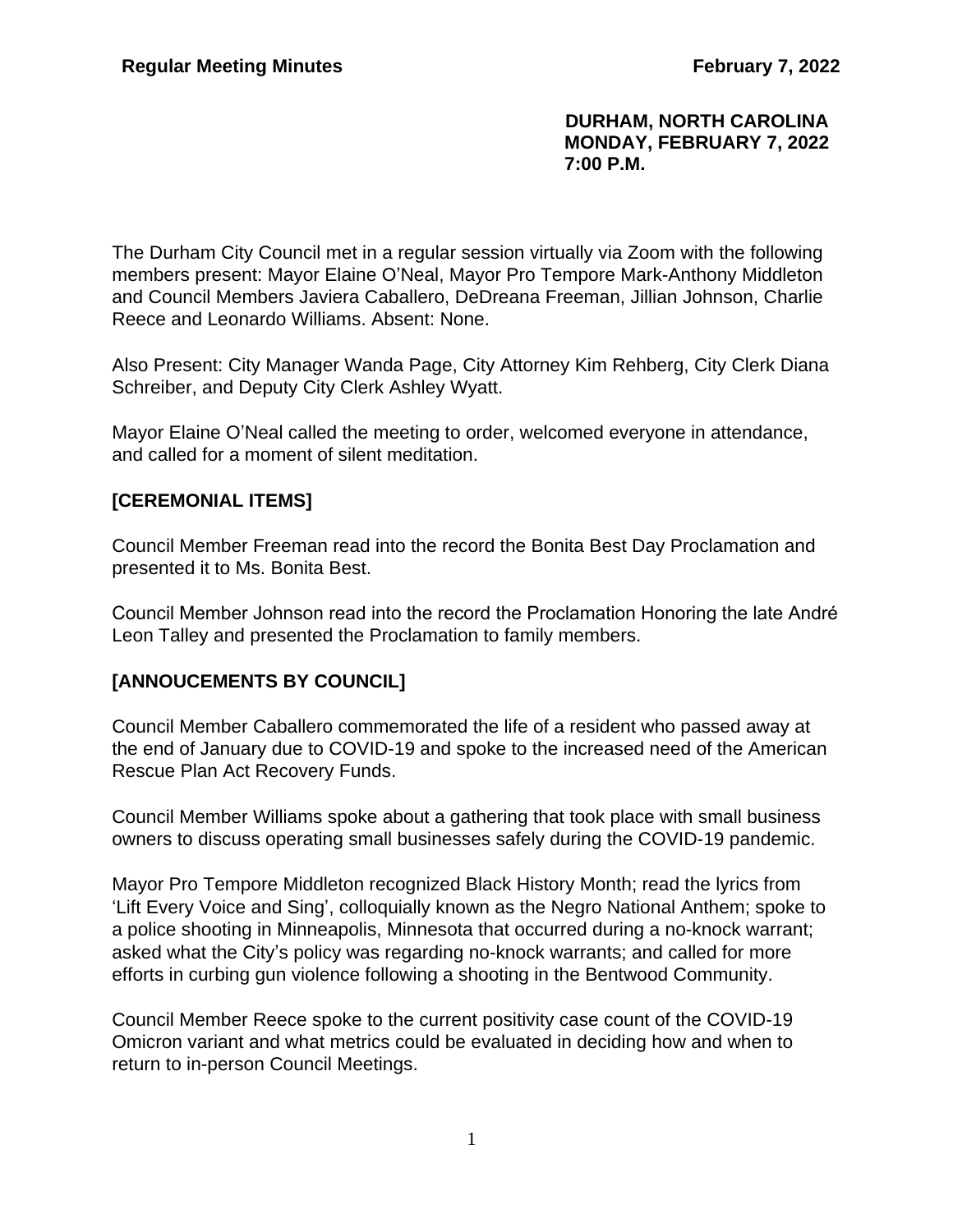DURHAM, NORTH CAROLINA
MONDAY, FEBRUARY 7, 2022
7:00 P.M.

The Durham City Council met in a regular session virtually via Zoom with the following members present: Mayor Elaine O'Neal, Mayor Pro Tempore Mark-Anthony Middleton and Council Members Javiera Caballero, DeDreana Freeman, Jillian Johnson, Charlie Reece and Leonardo Williams. Absent: None.

Also Present: City Manager Wanda Page, City Attorney Kim Rehberg, City Clerk Diana Schreiber, and Deputy City Clerk Ashley Wyatt.

Mayor Elaine O'Neal called the meeting to order, welcomed everyone in attendance, and called for a moment of silent meditation.

## [CEREMONIAL ITEMS]

Council Member Freeman read into the record the Bonita Best Day Proclamation and presented it to Ms. Bonita Best.

Council Member Johnson read into the record the Proclamation Honoring the late André Leon Talley and presented the Proclamation to family members.

## [ANNOUCEMENTS BY COUNCIL]

Council Member Caballero commemorated the life of a resident who passed away at the end of January due to COVID-19 and spoke to the increased need of the American Rescue Plan Act Recovery Funds.

Council Member Williams spoke about a gathering that took place with small business owners to discuss operating small businesses safely during the COVID-19 pandemic.

Mayor Pro Tempore Middleton recognized Black History Month; read the lyrics from 'Lift Every Voice and Sing', colloquially known as the Negro National Anthem; spoke to a police shooting in Minneapolis, Minnesota that occurred during a no-knock warrant; asked what the City's policy was regarding no-knock warrants; and called for more efforts in curbing gun violence following a shooting in the Bentwood Community.

Council Member Reece spoke to the current positivity case count of the COVID-19 Omicron variant and what metrics could be evaluated in deciding how and when to return to in-person Council Meetings.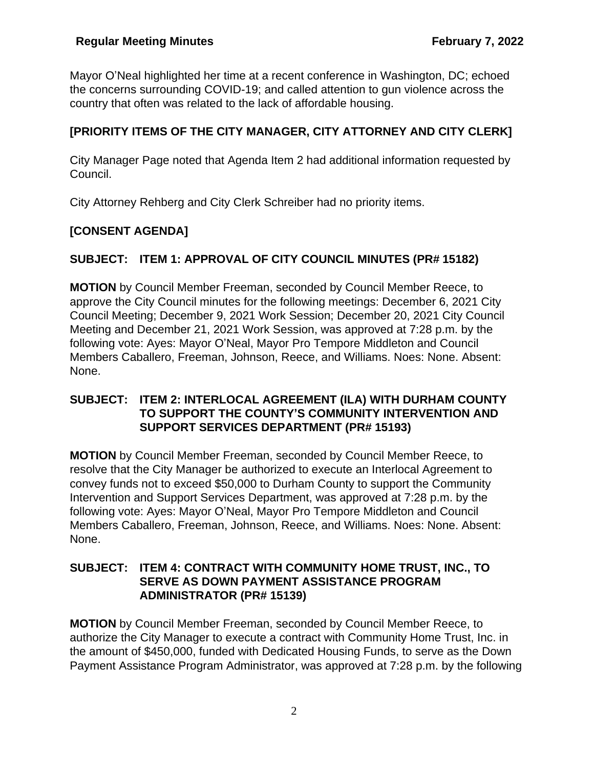Mayor O'Neal highlighted her time at a recent conference in Washington, DC; echoed the concerns surrounding COVID-19; and called attention to gun violence across the country that often was related to the lack of affordable housing.

## [PRIORITY ITEMS OF THE CITY MANAGER, CITY ATTORNEY AND CITY CLERK]

City Manager Page noted that Agenda Item 2 had additional information requested by Council.

City Attorney Rehberg and City Clerk Schreiber had no priority items.

## [CONSENT AGENDA]

### SUBJECT: ITEM 1: APPROVAL OF CITY COUNCIL MINUTES (PR# 15182)

**MOTION** by Council Member Freeman, seconded by Council Member Reece, to approve the City Council minutes for the following meetings: December 6, 2021 City Council Meeting; December 9, 2021 Work Session; December 20, 2021 City Council Meeting and December 21, 2021 Work Session, was approved at 7:28 p.m. by the following vote: Ayes: Mayor O'Neal, Mayor Pro Tempore Middleton and Council Members Caballero, Freeman, Johnson, Reece, and Williams. Noes: None. Absent: None.

### SUBJECT: ITEM 2: INTERLOCAL AGREEMENT (ILA) WITH DURHAM COUNTY TO SUPPORT THE COUNTY'S COMMUNITY INTERVENTION AND SUPPORT SERVICES DEPARTMENT (PR# 15193)

**MOTION** by Council Member Freeman, seconded by Council Member Reece, to resolve that the City Manager be authorized to execute an Interlocal Agreement to convey funds not to exceed $50,000 to Durham County to support the Community Intervention and Support Services Department, was approved at 7:28 p.m. by the following vote: Ayes: Mayor O'Neal, Mayor Pro Tempore Middleton and Council Members Caballero, Freeman, Johnson, Reece, and Williams. Noes: None. Absent: None.

### SUBJECT: ITEM 4: CONTRACT WITH COMMUNITY HOME TRUST, INC., TO SERVE AS DOWN PAYMENT ASSISTANCE PROGRAM ADMINISTRATOR (PR# 15139)

**MOTION** by Council Member Freeman, seconded by Council Member Reece, to authorize the City Manager to execute a contract with Community Home Trust, Inc. in the amount of $450,000, funded with Dedicated Housing Funds, to serve as the Down Payment Assistance Program Administrator, was approved at 7:28 p.m. by the following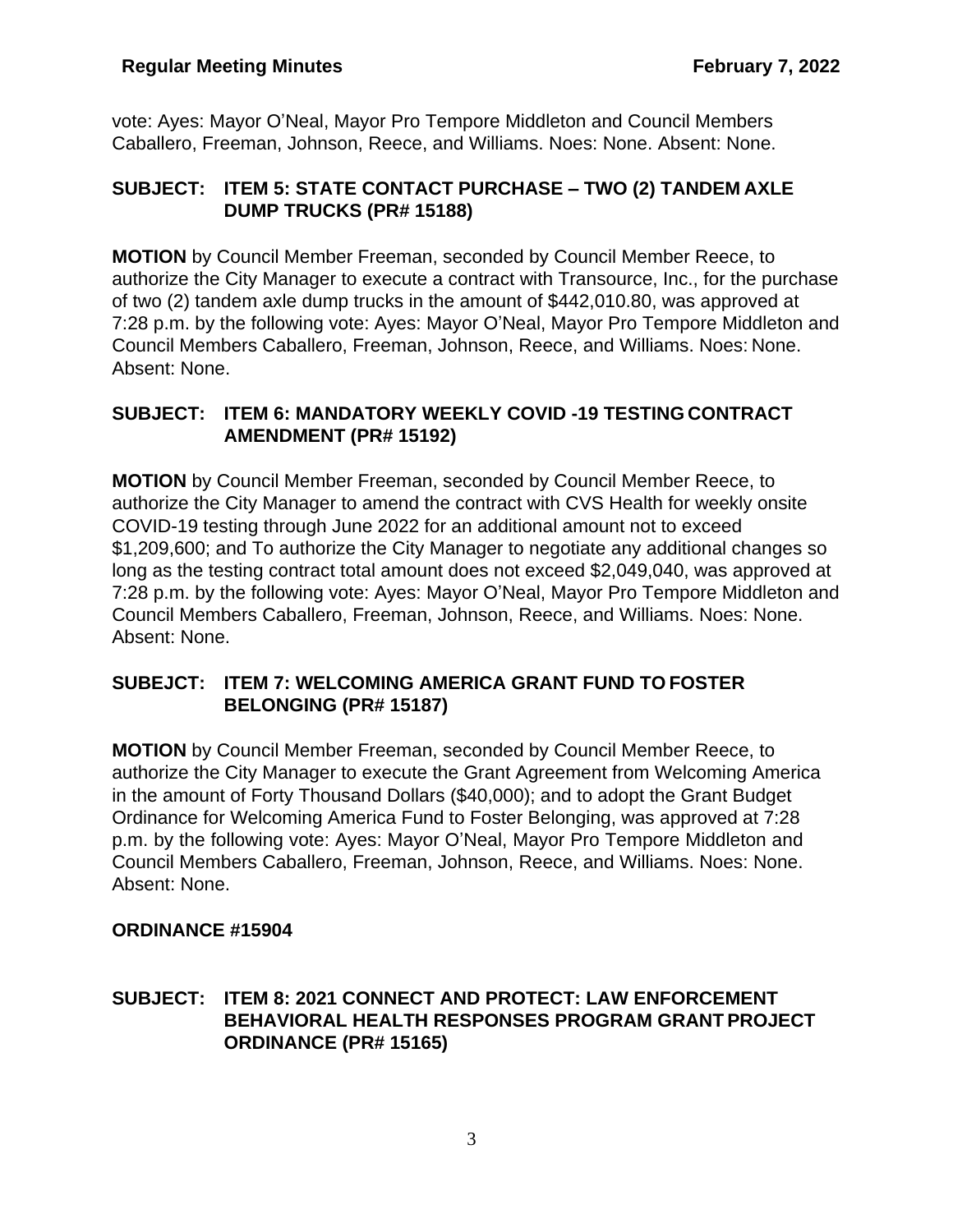vote: Ayes: Mayor O'Neal, Mayor Pro Tempore Middleton and Council Members Caballero, Freeman, Johnson, Reece, and Williams. Noes: None. Absent: None.

**SUBJECT: ITEM 5: STATE CONTACT PURCHASE – TWO (2) TANDEM AXLE DUMP TRUCKS (PR# 15188)**

**MOTION** by Council Member Freeman, seconded by Council Member Reece, to authorize the City Manager to execute a contract with Transource, Inc., for the purchase of two (2) tandem axle dump trucks in the amount of $442,010.80, was approved at 7:28 p.m. by the following vote: Ayes: Mayor O'Neal, Mayor Pro Tempore Middleton and Council Members Caballero, Freeman, Johnson, Reece, and Williams. Noes: None. Absent: None.

**SUBJECT: ITEM 6: MANDATORY WEEKLY COVID -19 TESTING CONTRACT AMENDMENT (PR# 15192)**

**MOTION** by Council Member Freeman, seconded by Council Member Reece, to authorize the City Manager to amend the contract with CVS Health for weekly onsite COVID-19 testing through June 2022 for an additional amount not to exceed $1,209,600; and To authorize the City Manager to negotiate any additional changes so long as the testing contract total amount does not exceed $2,049,040, was approved at 7:28 p.m. by the following vote: Ayes: Mayor O'Neal, Mayor Pro Tempore Middleton and Council Members Caballero, Freeman, Johnson, Reece, and Williams. Noes: None. Absent: None.

**SUBEJCT: ITEM 7: WELCOMING AMERICA GRANT FUND TO FOSTER BELONGING (PR# 15187)**

**MOTION** by Council Member Freeman, seconded by Council Member Reece, to authorize the City Manager to execute the Grant Agreement from Welcoming America in the amount of Forty Thousand Dollars ($40,000); and to adopt the Grant Budget Ordinance for Welcoming America Fund to Foster Belonging, was approved at 7:28 p.m. by the following vote: Ayes: Mayor O'Neal, Mayor Pro Tempore Middleton and Council Members Caballero, Freeman, Johnson, Reece, and Williams. Noes: None. Absent: None.

**ORDINANCE #15904**

**SUBJECT: ITEM 8: 2021 CONNECT AND PROTECT: LAW ENFORCEMENT BEHAVIORAL HEALTH RESPONSES PROGRAM GRANT PROJECT ORDINANCE (PR# 15165)**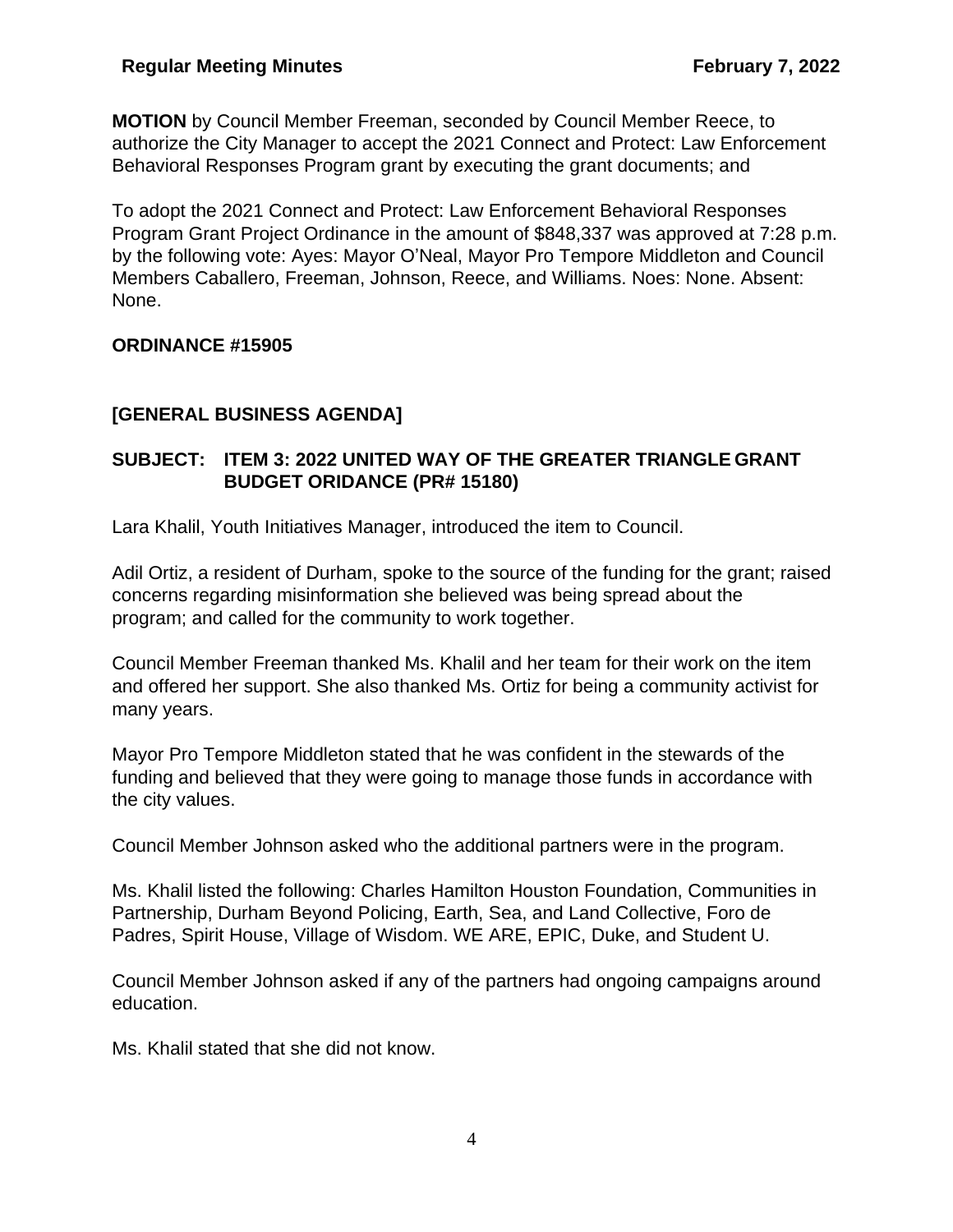**MOTION** by Council Member Freeman, seconded by Council Member Reece, to authorize the City Manager to accept the 2021 Connect and Protect: Law Enforcement Behavioral Responses Program grant by executing the grant documents; and

To adopt the 2021 Connect and Protect: Law Enforcement Behavioral Responses Program Grant Project Ordinance in the amount of $848,337 was approved at 7:28 p.m. by the following vote: Ayes: Mayor O'Neal, Mayor Pro Tempore Middleton and Council Members Caballero, Freeman, Johnson, Reece, and Williams. Noes: None. Absent: None.

**ORDINANCE #15905**

**[GENERAL BUSINESS AGENDA]**

**SUBJECT: ITEM 3: 2022 UNITED WAY OF THE GREATER TRIANGLE GRANT BUDGET ORIDANCE (PR# 15180)**

Lara Khalil, Youth Initiatives Manager, introduced the item to Council.

Adil Ortiz, a resident of Durham, spoke to the source of the funding for the grant; raised concerns regarding misinformation she believed was being spread about the program; and called for the community to work together.

Council Member Freeman thanked Ms. Khalil and her team for their work on the item and offered her support. She also thanked Ms. Ortiz for being a community activist for many years.

Mayor Pro Tempore Middleton stated that he was confident in the stewards of the funding and believed that they were going to manage those funds in accordance with the city values.

Council Member Johnson asked who the additional partners were in the program.

Ms. Khalil listed the following: Charles Hamilton Houston Foundation, Communities in Partnership, Durham Beyond Policing, Earth, Sea, and Land Collective, Foro de Padres, Spirit House, Village of Wisdom. WE ARE, EPIC, Duke, and Student U.

Council Member Johnson asked if any of the partners had ongoing campaigns around education.

Ms. Khalil stated that she did not know.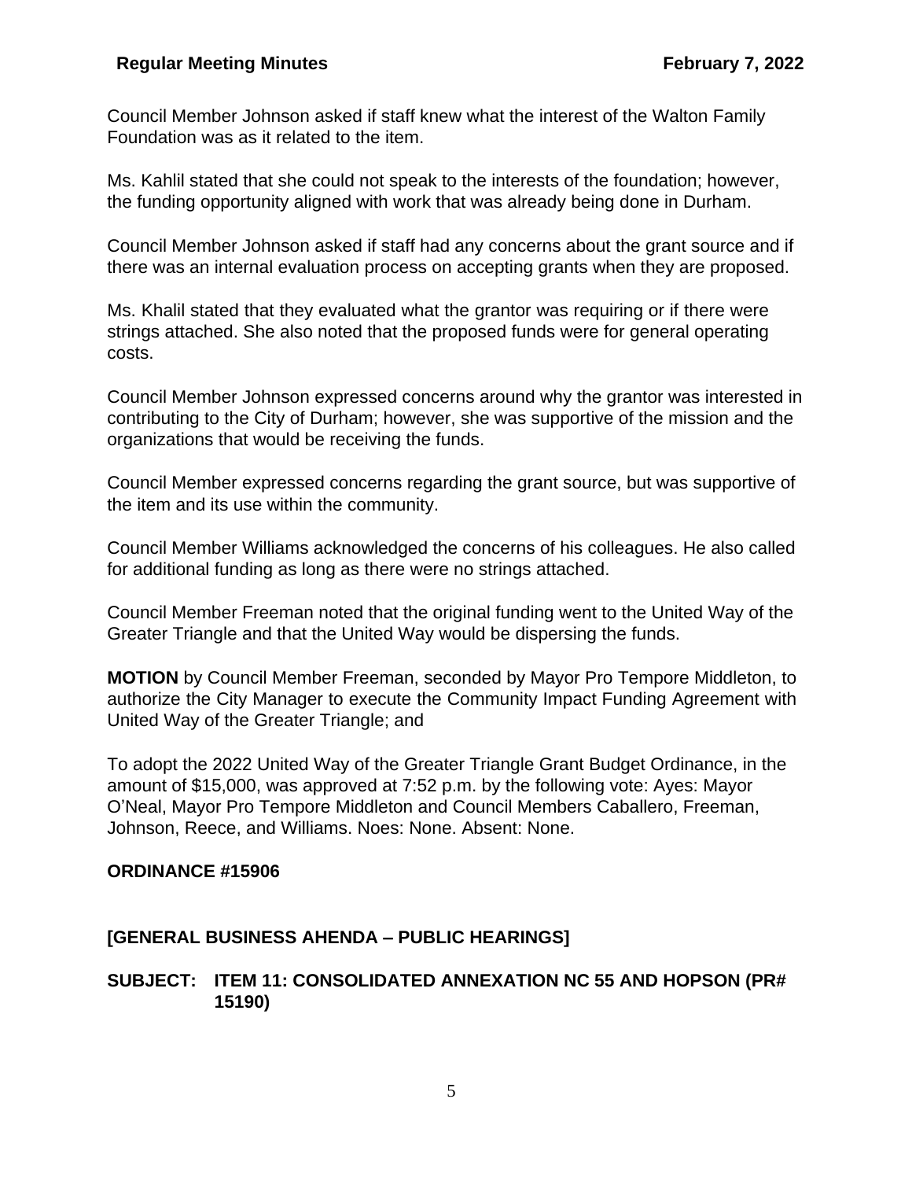Council Member Johnson asked if staff knew what the interest of the Walton Family Foundation was as it related to the item.

Ms. Kahlil stated that she could not speak to the interests of the foundation; however, the funding opportunity aligned with work that was already being done in Durham.

Council Member Johnson asked if staff had any concerns about the grant source and if there was an internal evaluation process on accepting grants when they are proposed.

Ms. Khalil stated that they evaluated what the grantor was requiring or if there were strings attached. She also noted that the proposed funds were for general operating costs.

Council Member Johnson expressed concerns around why the grantor was interested in contributing to the City of Durham; however, she was supportive of the mission and the organizations that would be receiving the funds.

Council Member expressed concerns regarding the grant source, but was supportive of the item and its use within the community.

Council Member Williams acknowledged the concerns of his colleagues. He also called for additional funding as long as there were no strings attached.

Council Member Freeman noted that the original funding went to the United Way of the Greater Triangle and that the United Way would be dispersing the funds.

**MOTION** by Council Member Freeman, seconded by Mayor Pro Tempore Middleton, to authorize the City Manager to execute the Community Impact Funding Agreement with United Way of the Greater Triangle; and

To adopt the 2022 United Way of the Greater Triangle Grant Budget Ordinance, in the amount of $15,000, was approved at 7:52 p.m. by the following vote: Ayes: Mayor O'Neal, Mayor Pro Tempore Middleton and Council Members Caballero, Freeman, Johnson, Reece, and Williams. Noes: None. Absent: None.

**ORDINANCE #15906**

**[GENERAL BUSINESS AHENDA – PUBLIC HEARINGS]**

**SUBJECT: ITEM 11: CONSOLIDATED ANNEXATION NC 55 AND HOPSON (PR# 15190)**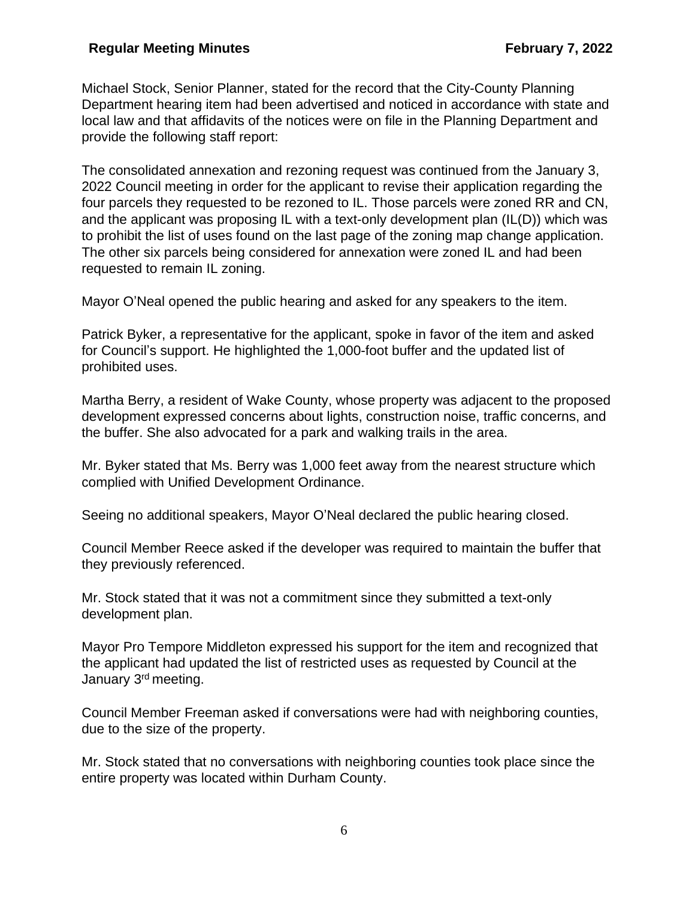Michael Stock, Senior Planner, stated for the record that the City-County Planning Department hearing item had been advertised and noticed in accordance with state and local law and that affidavits of the notices were on file in the Planning Department and provide the following staff report:

The consolidated annexation and rezoning request was continued from the January 3, 2022 Council meeting in order for the applicant to revise their application regarding the four parcels they requested to be rezoned to IL. Those parcels were zoned RR and CN, and the applicant was proposing IL with a text-only development plan (IL(D)) which was to prohibit the list of uses found on the last page of the zoning map change application. The other six parcels being considered for annexation were zoned IL and had been requested to remain IL zoning.

Mayor O'Neal opened the public hearing and asked for any speakers to the item.

Patrick Byker, a representative for the applicant, spoke in favor of the item and asked for Council's support. He highlighted the 1,000-foot buffer and the updated list of prohibited uses.

Martha Berry, a resident of Wake County, whose property was adjacent to the proposed development expressed concerns about lights, construction noise, traffic concerns, and the buffer. She also advocated for a park and walking trails in the area.

Mr. Byker stated that Ms. Berry was 1,000 feet away from the nearest structure which complied with Unified Development Ordinance.

Seeing no additional speakers, Mayor O'Neal declared the public hearing closed.

Council Member Reece asked if the developer was required to maintain the buffer that they previously referenced.

Mr. Stock stated that it was not a commitment since they submitted a text-only development plan.

Mayor Pro Tempore Middleton expressed his support for the item and recognized that the applicant had updated the list of restricted uses as requested by Council at the January 3rd meeting.

Council Member Freeman asked if conversations were had with neighboring counties, due to the size of the property.

Mr. Stock stated that no conversations with neighboring counties took place since the entire property was located within Durham County.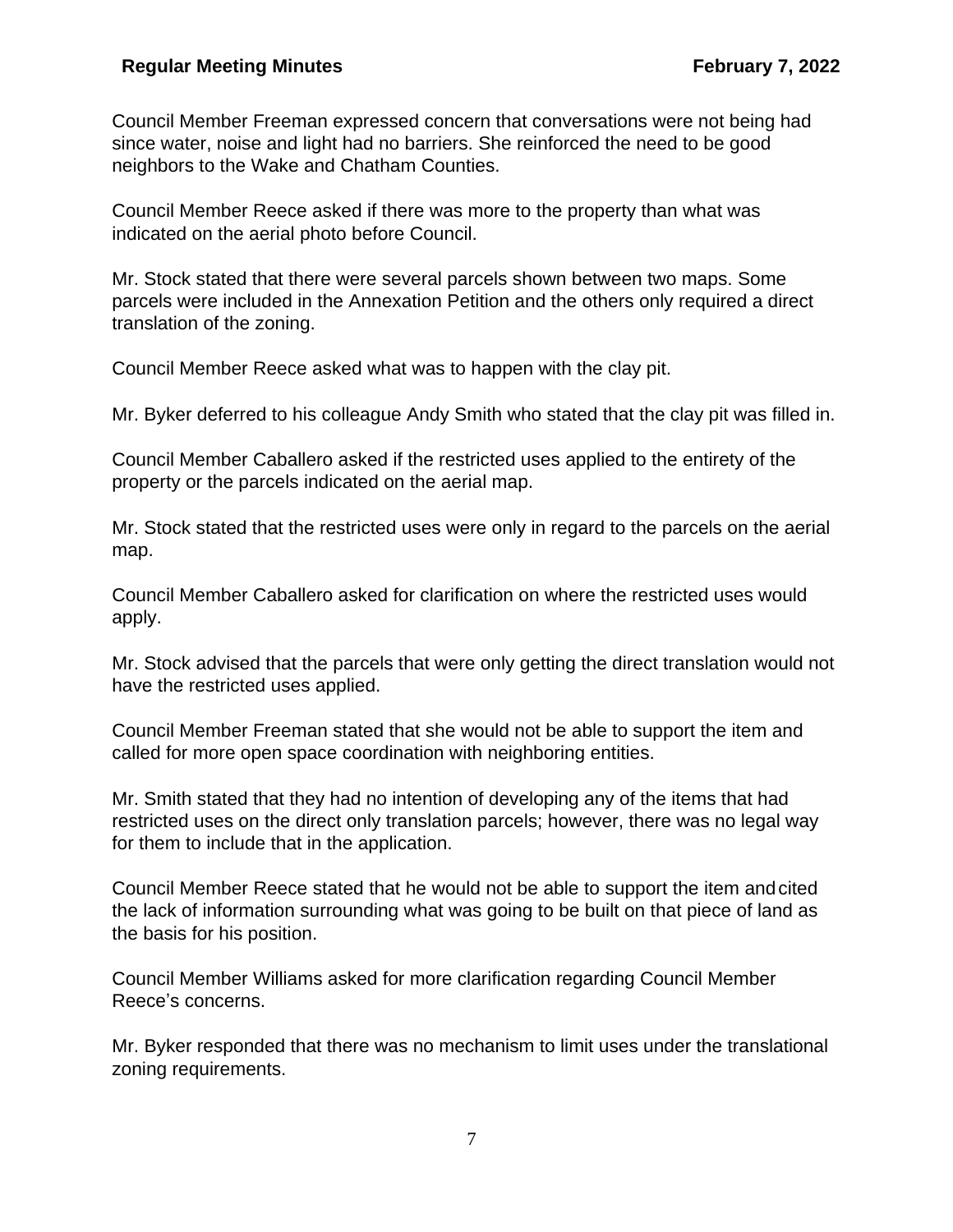Council Member Freeman expressed concern that conversations were not being had since water, noise and light had no barriers. She reinforced the need to be good neighbors to the Wake and Chatham Counties.

Council Member Reece asked if there was more to the property than what was indicated on the aerial photo before Council.

Mr. Stock stated that there were several parcels shown between two maps. Some parcels were included in the Annexation Petition and the others only required a direct translation of the zoning.

Council Member Reece asked what was to happen with the clay pit.

Mr. Byker deferred to his colleague Andy Smith who stated that the clay pit was filled in.

Council Member Caballero asked if the restricted uses applied to the entirety of the property or the parcels indicated on the aerial map.

Mr. Stock stated that the restricted uses were only in regard to the parcels on the aerial map.

Council Member Caballero asked for clarification on where the restricted uses would apply.

Mr. Stock advised that the parcels that were only getting the direct translation would not have the restricted uses applied.

Council Member Freeman stated that she would not be able to support the item and called for more open space coordination with neighboring entities.

Mr. Smith stated that they had no intention of developing any of the items that had restricted uses on the direct only translation parcels; however, there was no legal way for them to include that in the application.

Council Member Reece stated that he would not be able to support the item and cited the lack of information surrounding what was going to be built on that piece of land as the basis for his position.

Council Member Williams asked for more clarification regarding Council Member Reece's concerns.

Mr. Byker responded that there was no mechanism to limit uses under the translational zoning requirements.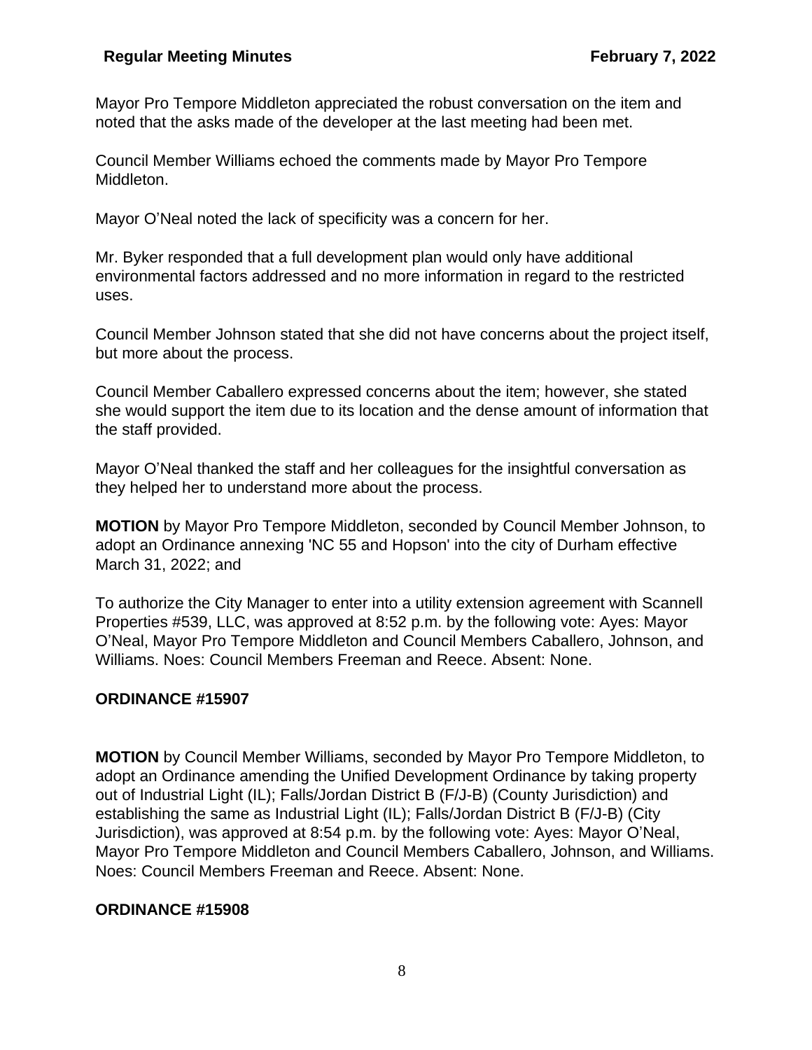Mayor Pro Tempore Middleton appreciated the robust conversation on the item and noted that the asks made of the developer at the last meeting had been met.

Council Member Williams echoed the comments made by Mayor Pro Tempore Middleton.

Mayor O'Neal noted the lack of specificity was a concern for her.

Mr. Byker responded that a full development plan would only have additional environmental factors addressed and no more information in regard to the restricted uses.

Council Member Johnson stated that she did not have concerns about the project itself, but more about the process.

Council Member Caballero expressed concerns about the item; however, she stated she would support the item due to its location and the dense amount of information that the staff provided.

Mayor O'Neal thanked the staff and her colleagues for the insightful conversation as they helped her to understand more about the process.

**MOTION** by Mayor Pro Tempore Middleton, seconded by Council Member Johnson, to adopt an Ordinance annexing 'NC 55 and Hopson' into the city of Durham effective March 31, 2022; and

To authorize the City Manager to enter into a utility extension agreement with Scannell Properties #539, LLC, was approved at 8:52 p.m. by the following vote: Ayes: Mayor O'Neal, Mayor Pro Tempore Middleton and Council Members Caballero, Johnson, and Williams. Noes: Council Members Freeman and Reece. Absent: None.

**ORDINANCE #15907**

**MOTION** by Council Member Williams, seconded by Mayor Pro Tempore Middleton, to adopt an Ordinance amending the Unified Development Ordinance by taking property out of Industrial Light (IL); Falls/Jordan District B (F/J-B) (County Jurisdiction) and establishing the same as Industrial Light (IL); Falls/Jordan District B (F/J-B) (City Jurisdiction), was approved at 8:54 p.m. by the following vote: Ayes: Mayor O'Neal, Mayor Pro Tempore Middleton and Council Members Caballero, Johnson, and Williams. Noes: Council Members Freeman and Reece. Absent: None.

**ORDINANCE #15908**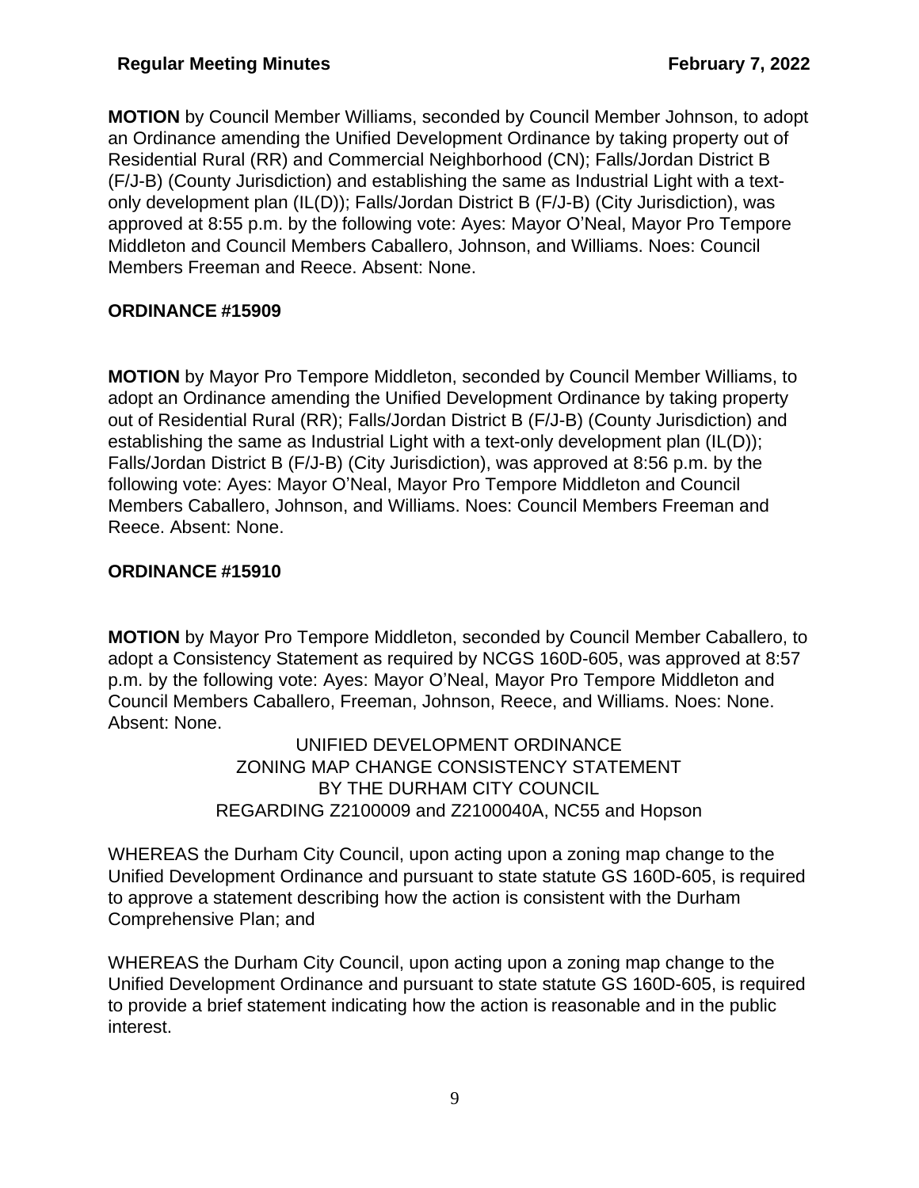**MOTION** by Council Member Williams, seconded by Council Member Johnson, to adopt an Ordinance amending the Unified Development Ordinance by taking property out of Residential Rural (RR) and Commercial Neighborhood (CN); Falls/Jordan District B (F/J-B) (County Jurisdiction) and establishing the same as Industrial Light with a text-only development plan (IL(D)); Falls/Jordan District B (F/J-B) (City Jurisdiction), was approved at 8:55 p.m. by the following vote: Ayes: Mayor O'Neal, Mayor Pro Tempore Middleton and Council Members Caballero, Johnson, and Williams. Noes: Council Members Freeman and Reece. Absent: None.

**ORDINANCE #15909**

**MOTION** by Mayor Pro Tempore Middleton, seconded by Council Member Williams, to adopt an Ordinance amending the Unified Development Ordinance by taking property out of Residential Rural (RR); Falls/Jordan District B (F/J-B) (County Jurisdiction) and establishing the same as Industrial Light with a text-only development plan (IL(D)); Falls/Jordan District B (F/J-B) (City Jurisdiction), was approved at 8:56 p.m. by the following vote: Ayes: Mayor O'Neal, Mayor Pro Tempore Middleton and Council Members Caballero, Johnson, and Williams. Noes: Council Members Freeman and Reece. Absent: None.

**ORDINANCE #15910**

**MOTION** by Mayor Pro Tempore Middleton, seconded by Council Member Caballero, to adopt a Consistency Statement as required by NCGS 160D-605, was approved at 8:57 p.m. by the following vote: Ayes: Mayor O'Neal, Mayor Pro Tempore Middleton and Council Members Caballero, Freeman, Johnson, Reece, and Williams. Noes: None. Absent: None.

UNIFIED DEVELOPMENT ORDINANCE
ZONING MAP CHANGE CONSISTENCY STATEMENT
BY THE DURHAM CITY COUNCIL
REGARDING Z2100009 and Z2100040A, NC55 and Hopson

WHEREAS the Durham City Council, upon acting upon a zoning map change to the Unified Development Ordinance and pursuant to state statute GS 160D-605, is required to approve a statement describing how the action is consistent with the Durham Comprehensive Plan; and

WHEREAS the Durham City Council, upon acting upon a zoning map change to the Unified Development Ordinance and pursuant to state statute GS 160D-605, is required to provide a brief statement indicating how the action is reasonable and in the public interest.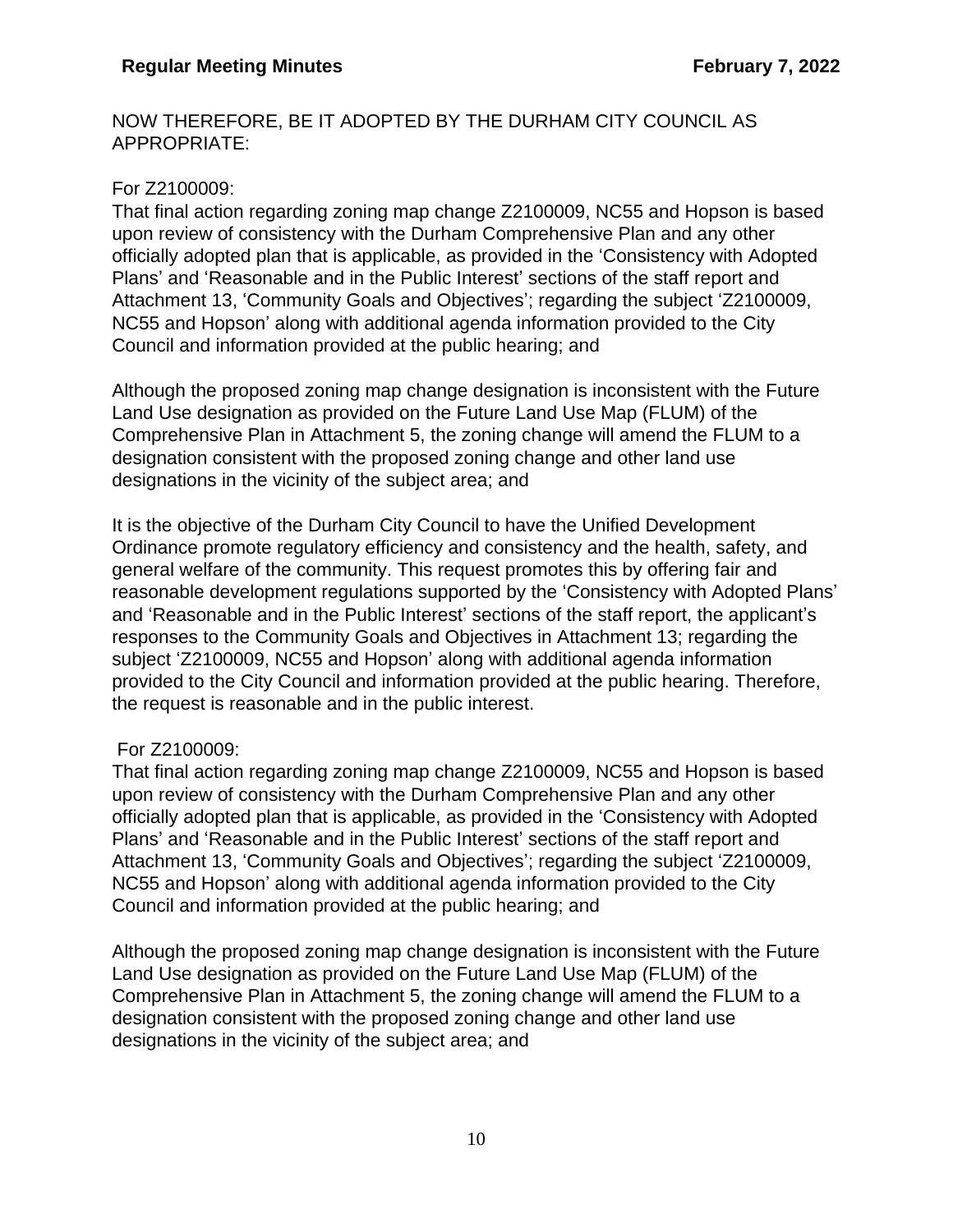NOW THEREFORE, BE IT ADOPTED BY THE DURHAM CITY COUNCIL AS APPROPRIATE:

For Z2100009:

That final action regarding zoning map change Z2100009, NC55 and Hopson is based upon review of consistency with the Durham Comprehensive Plan and any other officially adopted plan that is applicable, as provided in the 'Consistency with Adopted Plans' and 'Reasonable and in the Public Interest' sections of the staff report and Attachment 13, 'Community Goals and Objectives'; regarding the subject 'Z2100009, NC55 and Hopson' along with additional agenda information provided to the City Council and information provided at the public hearing; and

Although the proposed zoning map change designation is inconsistent with the Future Land Use designation as provided on the Future Land Use Map (FLUM) of the Comprehensive Plan in Attachment 5, the zoning change will amend the FLUM to a designation consistent with the proposed zoning change and other land use designations in the vicinity of the subject area; and

It is the objective of the Durham City Council to have the Unified Development Ordinance promote regulatory efficiency and consistency and the health, safety, and general welfare of the community. This request promotes this by offering fair and reasonable development regulations supported by the 'Consistency with Adopted Plans' and 'Reasonable and in the Public Interest' sections of the staff report, the applicant's responses to the Community Goals and Objectives in Attachment 13; regarding the subject 'Z2100009, NC55 and Hopson' along with additional agenda information provided to the City Council and information provided at the public hearing. Therefore, the request is reasonable and in the public interest.

For Z2100009:

That final action regarding zoning map change Z2100009, NC55 and Hopson is based upon review of consistency with the Durham Comprehensive Plan and any other officially adopted plan that is applicable, as provided in the 'Consistency with Adopted Plans' and 'Reasonable and in the Public Interest' sections of the staff report and Attachment 13, 'Community Goals and Objectives'; regarding the subject 'Z2100009, NC55 and Hopson' along with additional agenda information provided to the City Council and information provided at the public hearing; and

Although the proposed zoning map change designation is inconsistent with the Future Land Use designation as provided on the Future Land Use Map (FLUM) of the Comprehensive Plan in Attachment 5, the zoning change will amend the FLUM to a designation consistent with the proposed zoning change and other land use designations in the vicinity of the subject area; and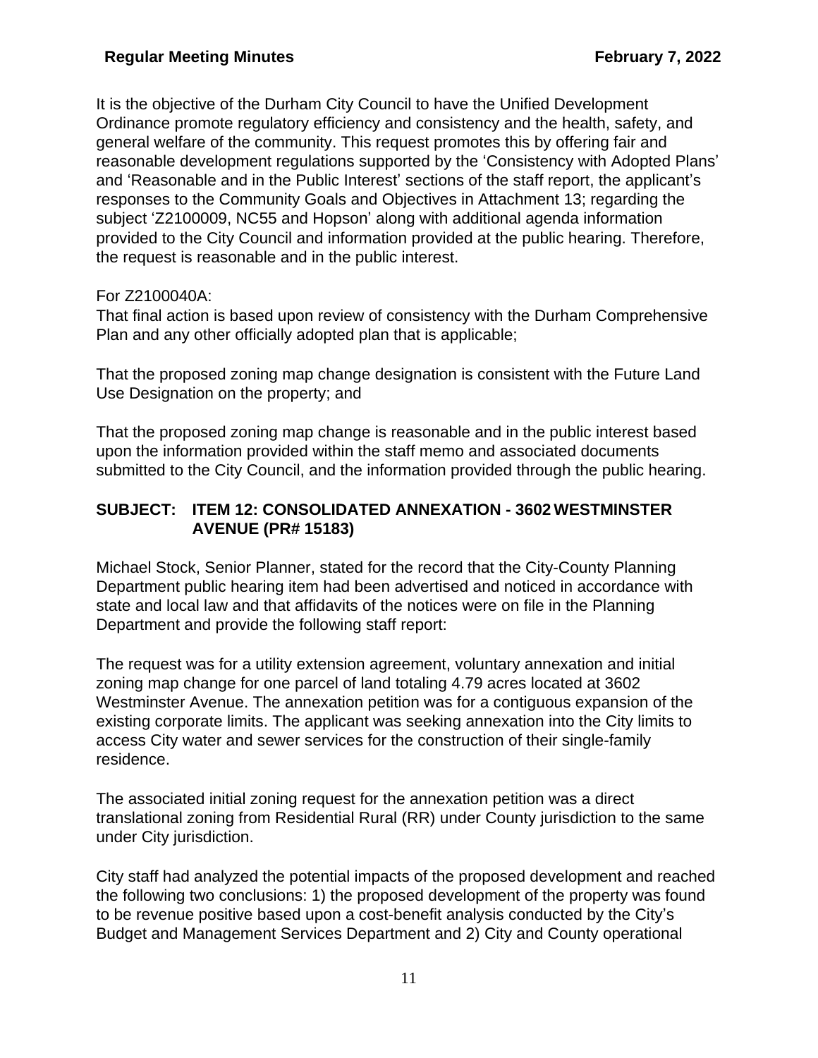It is the objective of the Durham City Council to have the Unified Development Ordinance promote regulatory efficiency and consistency and the health, safety, and general welfare of the community. This request promotes this by offering fair and reasonable development regulations supported by the 'Consistency with Adopted Plans' and 'Reasonable and in the Public Interest' sections of the staff report, the applicant's responses to the Community Goals and Objectives in Attachment 13; regarding the subject 'Z2100009, NC55 and Hopson' along with additional agenda information provided to the City Council and information provided at the public hearing. Therefore, the request is reasonable and in the public interest.

For Z2100040A:
That final action is based upon review of consistency with the Durham Comprehensive Plan and any other officially adopted plan that is applicable;

That the proposed zoning map change designation is consistent with the Future Land Use Designation on the property; and

That the proposed zoning map change is reasonable and in the public interest based upon the information provided within the staff memo and associated documents submitted to the City Council, and the information provided through the public hearing.

**SUBJECT: ITEM 12: CONSOLIDATED ANNEXATION - 3602 WESTMINSTER AVENUE (PR# 15183)**

Michael Stock, Senior Planner, stated for the record that the City-County Planning Department public hearing item had been advertised and noticed in accordance with state and local law and that affidavits of the notices were on file in the Planning Department and provide the following staff report:

The request was for a utility extension agreement, voluntary annexation and initial zoning map change for one parcel of land totaling 4.79 acres located at 3602 Westminster Avenue. The annexation petition was for a contiguous expansion of the existing corporate limits. The applicant was seeking annexation into the City limits to access City water and sewer services for the construction of their single-family residence.

The associated initial zoning request for the annexation petition was a direct translational zoning from Residential Rural (RR) under County jurisdiction to the same under City jurisdiction.

City staff had analyzed the potential impacts of the proposed development and reached the following two conclusions: 1) the proposed development of the property was found to be revenue positive based upon a cost-benefit analysis conducted by the City's Budget and Management Services Department and 2) City and County operational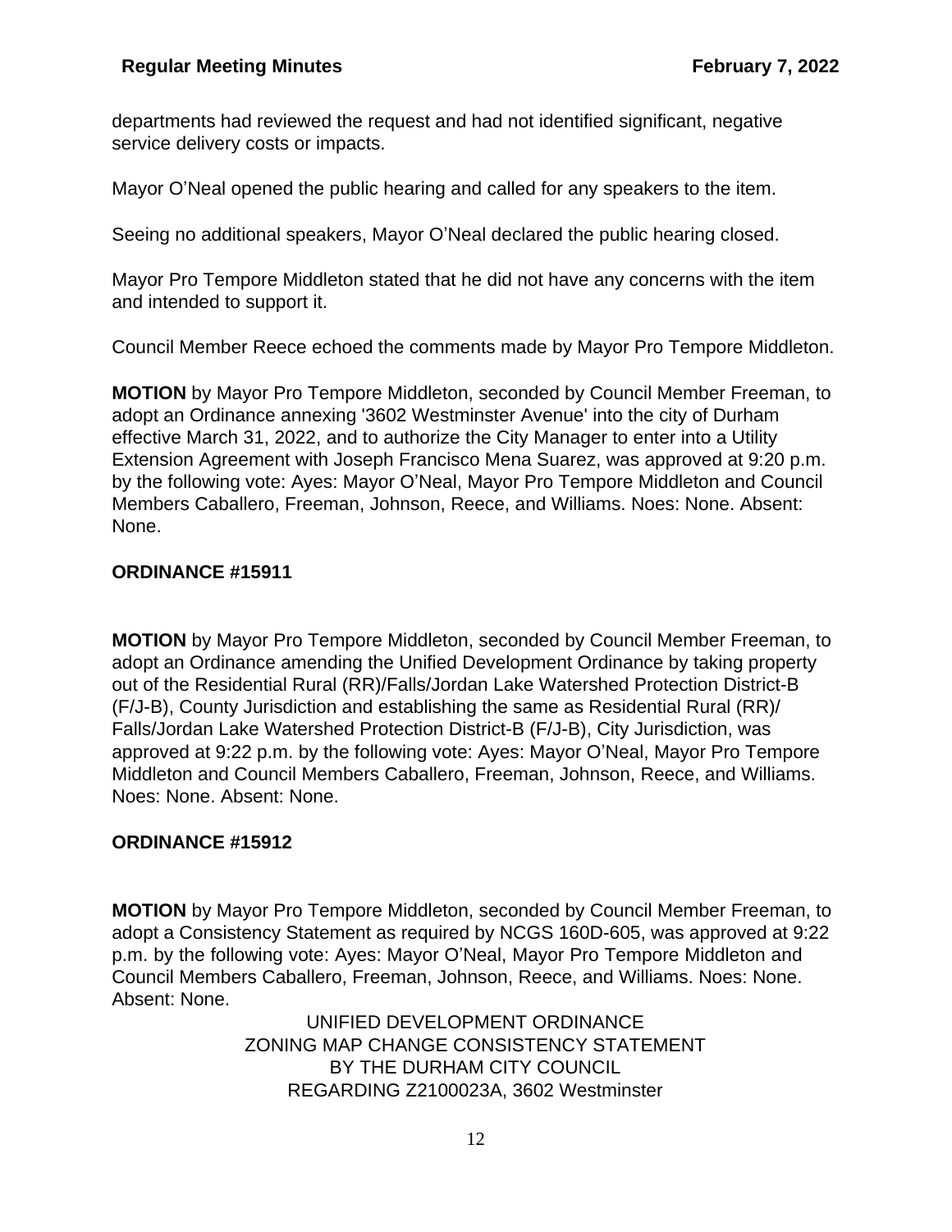departments had reviewed the request and had not identified significant, negative service delivery costs or impacts.

Mayor O'Neal opened the public hearing and called for any speakers to the item.

Seeing no additional speakers, Mayor O'Neal declared the public hearing closed.

Mayor Pro Tempore Middleton stated that he did not have any concerns with the item and intended to support it.

Council Member Reece echoed the comments made by Mayor Pro Tempore Middleton.

**MOTION** by Mayor Pro Tempore Middleton, seconded by Council Member Freeman, to adopt an Ordinance annexing '3602 Westminster Avenue' into the city of Durham effective March 31, 2022, and to authorize the City Manager to enter into a Utility Extension Agreement with Joseph Francisco Mena Suarez, was approved at 9:20 p.m. by the following vote: Ayes: Mayor O'Neal, Mayor Pro Tempore Middleton and Council Members Caballero, Freeman, Johnson, Reece, and Williams. Noes: None. Absent: None.

**ORDINANCE #15911**

**MOTION** by Mayor Pro Tempore Middleton, seconded by Council Member Freeman, to adopt an Ordinance amending the Unified Development Ordinance by taking property out of the Residential Rural (RR)/Falls/Jordan Lake Watershed Protection District-B (F/J-B), County Jurisdiction and establishing the same as Residential Rural (RR)/ Falls/Jordan Lake Watershed Protection District-B (F/J-B), City Jurisdiction, was approved at 9:22 p.m. by the following vote: Ayes: Mayor O'Neal, Mayor Pro Tempore Middleton and Council Members Caballero, Freeman, Johnson, Reece, and Williams. Noes: None. Absent: None.

**ORDINANCE #15912**

**MOTION** by Mayor Pro Tempore Middleton, seconded by Council Member Freeman, to adopt a Consistency Statement as required by NCGS 160D-605, was approved at 9:22 p.m. by the following vote: Ayes: Mayor O'Neal, Mayor Pro Tempore Middleton and Council Members Caballero, Freeman, Johnson, Reece, and Williams. Noes: None. Absent: None.

UNIFIED DEVELOPMENT ORDINANCE
ZONING MAP CHANGE CONSISTENCY STATEMENT
BY THE DURHAM CITY COUNCIL
REGARDING Z2100023A, 3602 Westminster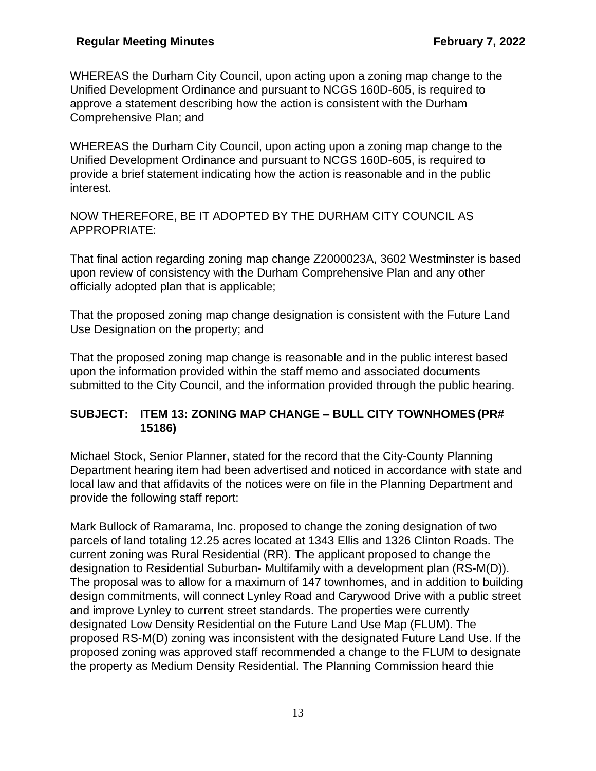WHEREAS the Durham City Council, upon acting upon a zoning map change to the Unified Development Ordinance and pursuant to NCGS 160D-605, is required to approve a statement describing how the action is consistent with the Durham Comprehensive Plan; and

WHEREAS the Durham City Council, upon acting upon a zoning map change to the Unified Development Ordinance and pursuant to NCGS 160D-605, is required to provide a brief statement indicating how the action is reasonable and in the public interest.

NOW THEREFORE, BE IT ADOPTED BY THE DURHAM CITY COUNCIL AS APPROPRIATE:

That final action regarding zoning map change Z2000023A, 3602 Westminster is based upon review of consistency with the Durham Comprehensive Plan and any other officially adopted plan that is applicable;

That the proposed zoning map change designation is consistent with the Future Land Use Designation on the property; and

That the proposed zoning map change is reasonable and in the public interest based upon the information provided within the staff memo and associated documents submitted to the City Council, and the information provided through the public hearing.

**SUBJECT: ITEM 13: ZONING MAP CHANGE – BULL CITY TOWNHOMES (PR# 15186)**

Michael Stock, Senior Planner, stated for the record that the City-County Planning Department hearing item had been advertised and noticed in accordance with state and local law and that affidavits of the notices were on file in the Planning Department and provide the following staff report:

Mark Bullock of Ramarama, Inc. proposed to change the zoning designation of two parcels of land totaling 12.25 acres located at 1343 Ellis and 1326 Clinton Roads. The current zoning was Rural Residential (RR). The applicant proposed to change the designation to Residential Suburban- Multifamily with a development plan (RS-M(D)). The proposal was to allow for a maximum of 147 townhomes, and in addition to building design commitments, will connect Lynley Road and Carywood Drive with a public street and improve Lynley to current street standards. The properties were currently designated Low Density Residential on the Future Land Use Map (FLUM). The proposed RS-M(D) zoning was inconsistent with the designated Future Land Use. If the proposed zoning was approved staff recommended a change to the FLUM to designate the property as Medium Density Residential. The Planning Commission heard thie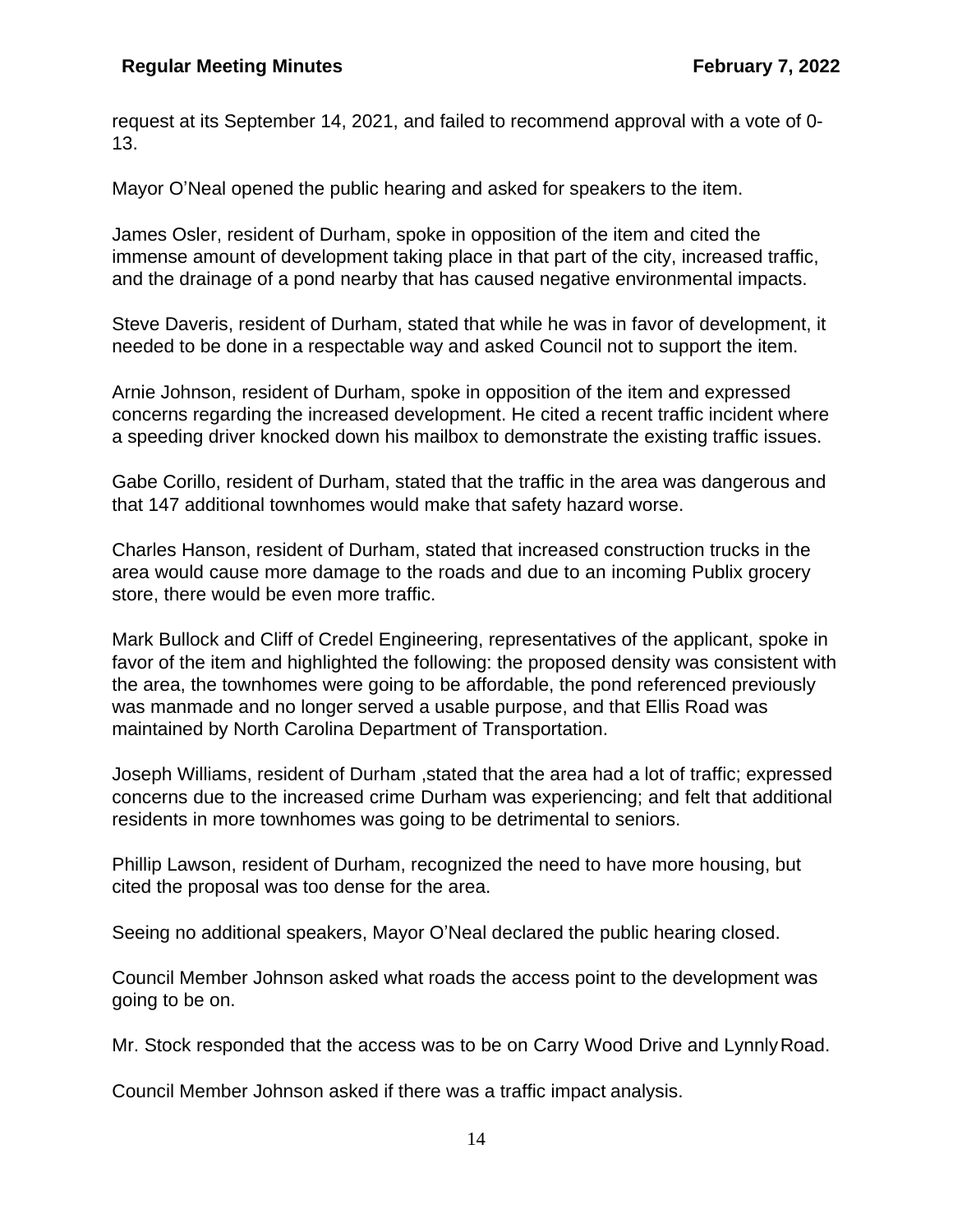request at its September 14, 2021, and failed to recommend approval with a vote of 0-13.

Mayor O'Neal opened the public hearing and asked for speakers to the item.

James Osler, resident of Durham, spoke in opposition of the item and cited the immense amount of development taking place in that part of the city, increased traffic, and the drainage of a pond nearby that has caused negative environmental impacts.

Steve Daveris, resident of Durham, stated that while he was in favor of development, it needed to be done in a respectable way and asked Council not to support the item.

Arnie Johnson, resident of Durham, spoke in opposition of the item and expressed concerns regarding the increased development. He cited a recent traffic incident where a speeding driver knocked down his mailbox to demonstrate the existing traffic issues.

Gabe Corillo, resident of Durham, stated that the traffic in the area was dangerous and that 147 additional townhomes would make that safety hazard worse.

Charles Hanson, resident of Durham, stated that increased construction trucks in the area would cause more damage to the roads and due to an incoming Publix grocery store, there would be even more traffic.

Mark Bullock and Cliff of Credel Engineering, representatives of the applicant, spoke in favor of the item and highlighted the following: the proposed density was consistent with the area, the townhomes were going to be affordable, the pond referenced previously was manmade and no longer served a usable purpose, and that Ellis Road was maintained by North Carolina Department of Transportation.

Joseph Williams, resident of Durham ,stated that the area had a lot of traffic; expressed concerns due to the increased crime Durham was experiencing; and felt that additional residents in more townhomes was going to be detrimental to seniors.

Phillip Lawson, resident of Durham, recognized the need to have more housing, but cited the proposal was too dense for the area.

Seeing no additional speakers, Mayor O'Neal declared the public hearing closed.

Council Member Johnson asked what roads the access point to the development was going to be on.

Mr. Stock responded that the access was to be on Carry Wood Drive and Lynnly Road.

Council Member Johnson asked if there was a traffic impact analysis.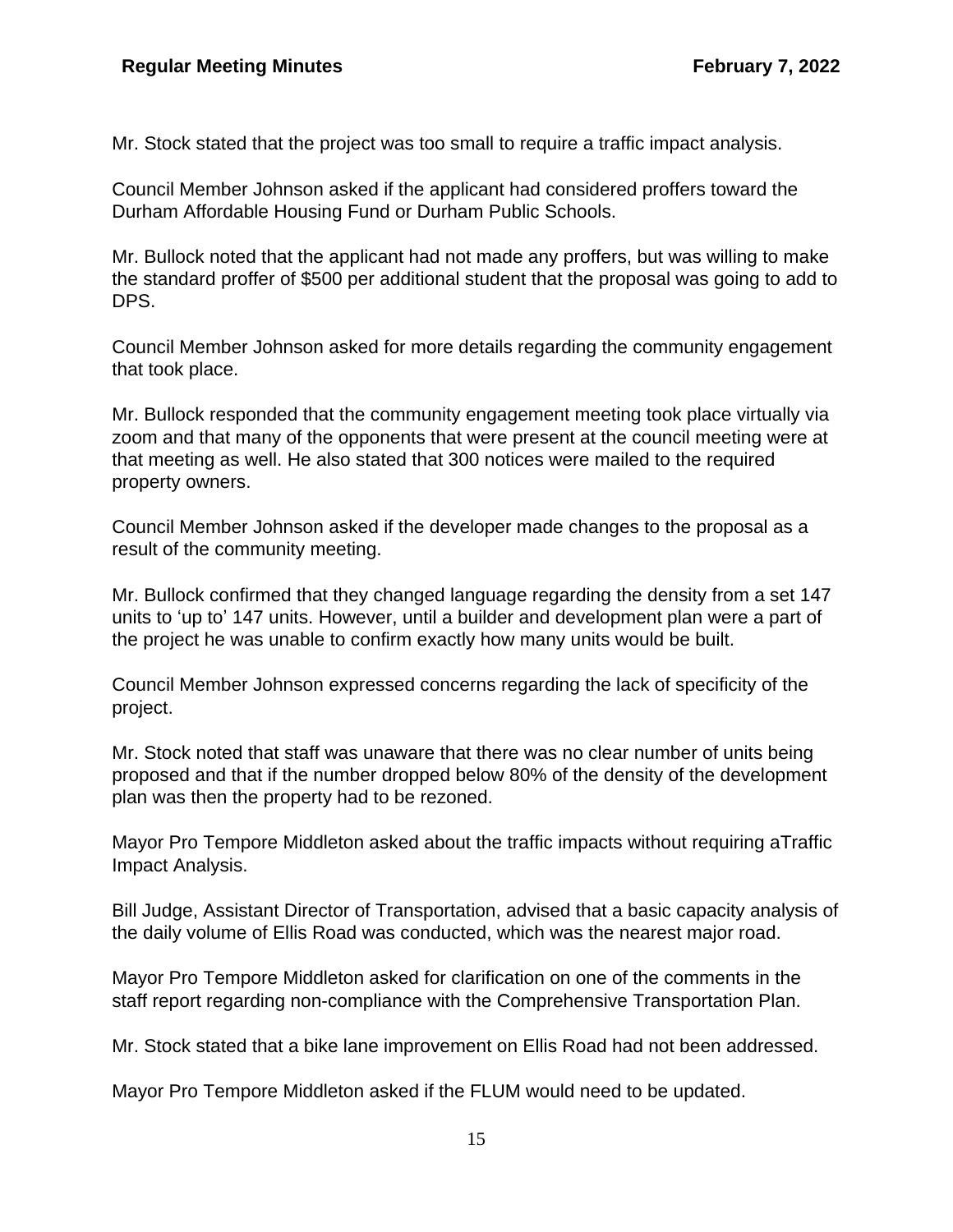Mr. Stock stated that the project was too small to require a traffic impact analysis.

Council Member Johnson asked if the applicant had considered proffers toward the Durham Affordable Housing Fund or Durham Public Schools.

Mr. Bullock noted that the applicant had not made any proffers, but was willing to make the standard proffer of $500 per additional student that the proposal was going to add to DPS.

Council Member Johnson asked for more details regarding the community engagement that took place.

Mr. Bullock responded that the community engagement meeting took place virtually via zoom and that many of the opponents that were present at the council meeting were at that meeting as well. He also stated that 300 notices were mailed to the required property owners.

Council Member Johnson asked if the developer made changes to the proposal as a result of the community meeting.

Mr. Bullock confirmed that they changed language regarding the density from a set 147 units to 'up to' 147 units. However, until a builder and development plan were a part of the project he was unable to confirm exactly how many units would be built.

Council Member Johnson expressed concerns regarding the lack of specificity of the project.

Mr. Stock noted that staff was unaware that there was no clear number of units being proposed and that if the number dropped below 80% of the density of the development plan was then the property had to be rezoned.

Mayor Pro Tempore Middleton asked about the traffic impacts without requiring aTraffic Impact Analysis.

Bill Judge, Assistant Director of Transportation, advised that a basic capacity analysis of the daily volume of Ellis Road was conducted, which was the nearest major road.

Mayor Pro Tempore Middleton asked for clarification on one of the comments in the staff report regarding non-compliance with the Comprehensive Transportation Plan.

Mr. Stock stated that a bike lane improvement on Ellis Road had not been addressed.

Mayor Pro Tempore Middleton asked if the FLUM would need to be updated.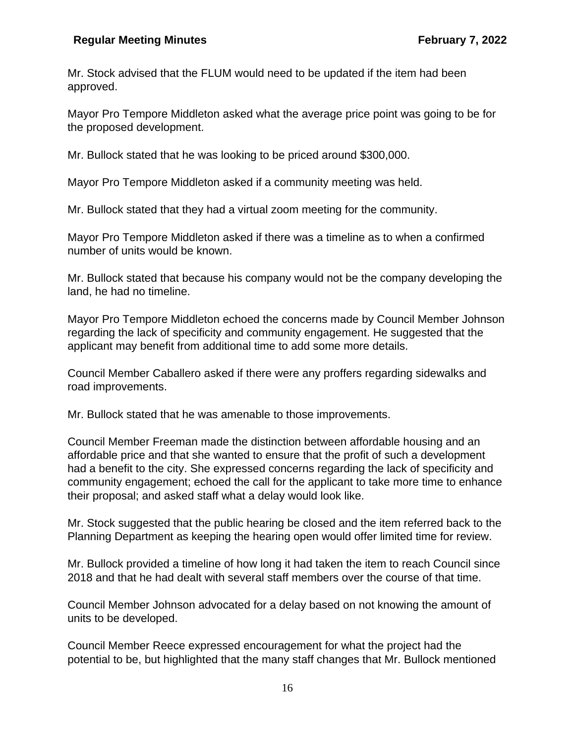Mr. Stock advised that the FLUM would need to be updated if the item had been approved.

Mayor Pro Tempore Middleton asked what the average price point was going to be for the proposed development.

Mr. Bullock stated that he was looking to be priced around $300,000.

Mayor Pro Tempore Middleton asked if a community meeting was held.

Mr. Bullock stated that they had a virtual zoom meeting for the community.

Mayor Pro Tempore Middleton asked if there was a timeline as to when a confirmed number of units would be known.

Mr. Bullock stated that because his company would not be the company developing the land, he had no timeline.

Mayor Pro Tempore Middleton echoed the concerns made by Council Member Johnson regarding the lack of specificity and community engagement. He suggested that the applicant may benefit from additional time to add some more details.

Council Member Caballero asked if there were any proffers regarding sidewalks and road improvements.

Mr. Bullock stated that he was amenable to those improvements.

Council Member Freeman made the distinction between affordable housing and an affordable price and that she wanted to ensure that the profit of such a development had a benefit to the city. She expressed concerns regarding the lack of specificity and community engagement; echoed the call for the applicant to take more time to enhance their proposal; and asked staff what a delay would look like.

Mr. Stock suggested that the public hearing be closed and the item referred back to the Planning Department as keeping the hearing open would offer limited time for review.

Mr. Bullock provided a timeline of how long it had taken the item to reach Council since 2018 and that he had dealt with several staff members over the course of that time.

Council Member Johnson advocated for a delay based on not knowing the amount of units to be developed.

Council Member Reece expressed encouragement for what the project had the potential to be, but highlighted that the many staff changes that Mr. Bullock mentioned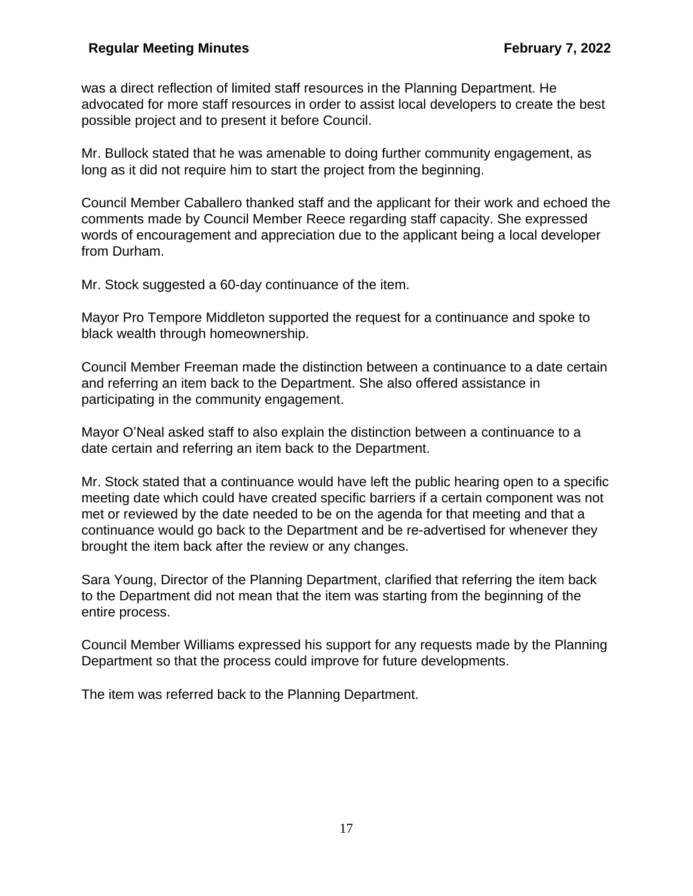was a direct reflection of limited staff resources in the Planning Department. He advocated for more staff resources in order to assist local developers to create the best possible project and to present it before Council.

Mr. Bullock stated that he was amenable to doing further community engagement, as long as it did not require him to start the project from the beginning.

Council Member Caballero thanked staff and the applicant for their work and echoed the comments made by Council Member Reece regarding staff capacity. She expressed words of encouragement and appreciation due to the applicant being a local developer from Durham.

Mr. Stock suggested a 60-day continuance of the item.

Mayor Pro Tempore Middleton supported the request for a continuance and spoke to black wealth through homeownership.

Council Member Freeman made the distinction between a continuance to a date certain and referring an item back to the Department. She also offered assistance in participating in the community engagement.

Mayor O'Neal asked staff to also explain the distinction between a continuance to a date certain and referring an item back to the Department.

Mr. Stock stated that a continuance would have left the public hearing open to a specific meeting date which could have created specific barriers if a certain component was not met or reviewed by the date needed to be on the agenda for that meeting and that a continuance would go back to the Department and be re-advertised for whenever they brought the item back after the review or any changes.

Sara Young, Director of the Planning Department, clarified that referring the item back to the Department did not mean that the item was starting from the beginning of the entire process.

Council Member Williams expressed his support for any requests made by the Planning Department so that the process could improve for future developments.

The item was referred back to the Planning Department.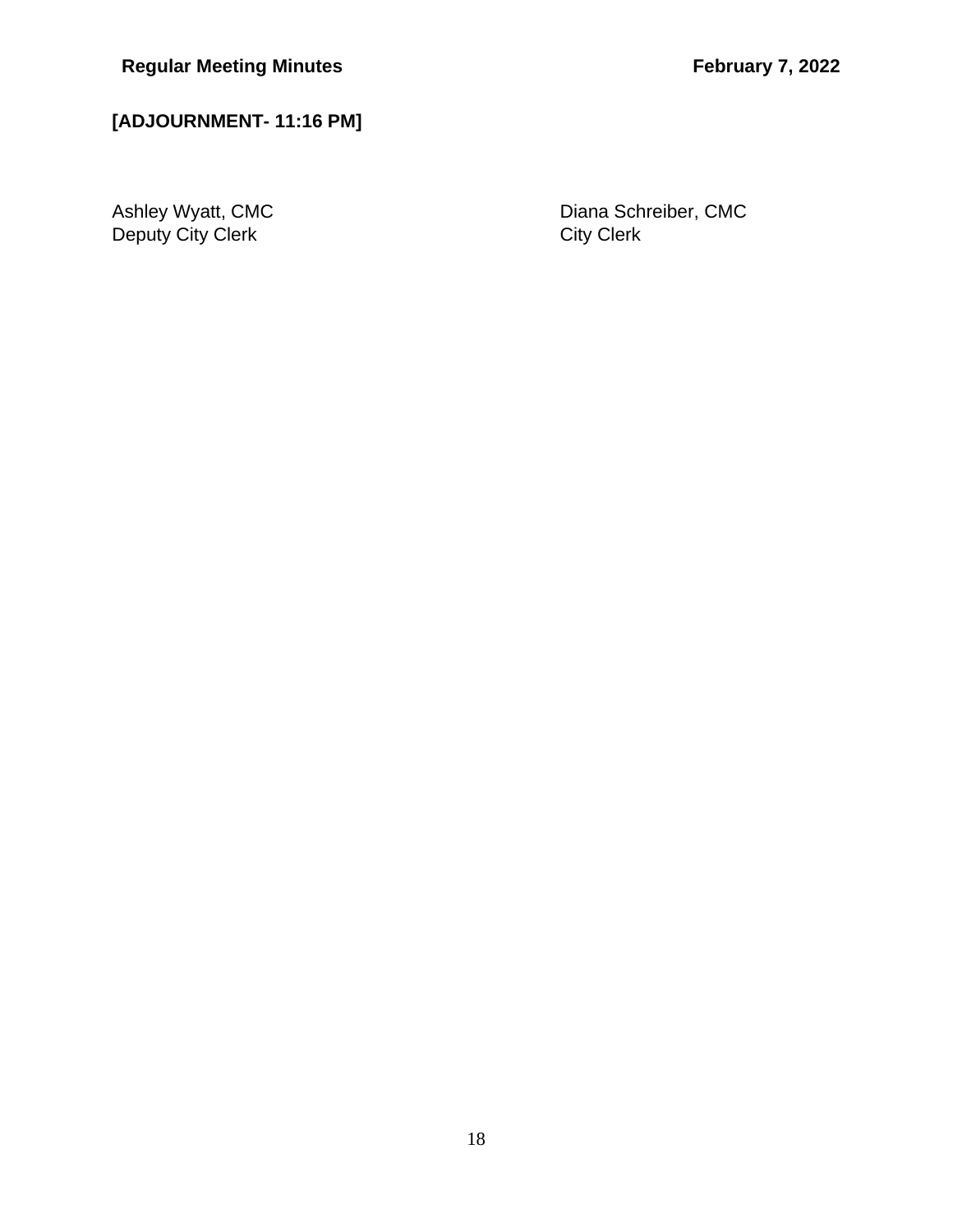**[ADJOURNMENT- 11:16 PM]**

Ashley Wyatt, CMC
Deputy City Clerk

Diana Schreiber, CMC
City Clerk